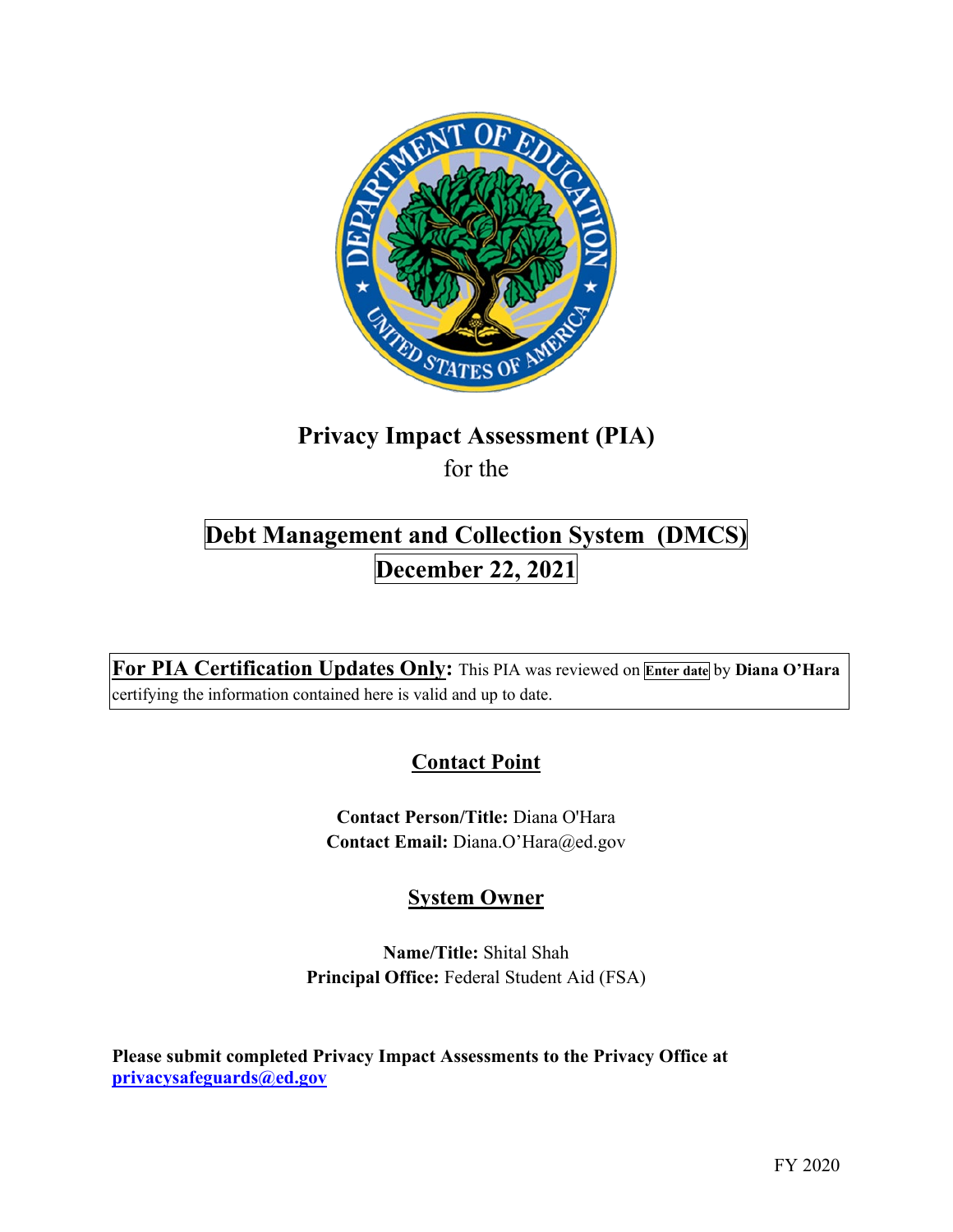# Privacy Impact Assessment (PIA)

for the

## Debt Management and Collection System (DMCS)

## December 22, 2021

**For PIA Certification Updates Only:** This PIA was reviewed on **Enter date** by **Diana O'Hara** certifying the information contained here is valid and up to date.

### Contact Point

**Contact Person/Title:** Diana O'Hara
**Contact Email:** Diana.O'Hara@ed.gov

### System Owner

**Name/Title:** Shital Shah
**Principal Office:** Federal Student Aid (FSA)

**Please submit completed Privacy Impact Assessments to the Privacy Office at privacysafeguards@ed.gov**

FY 2020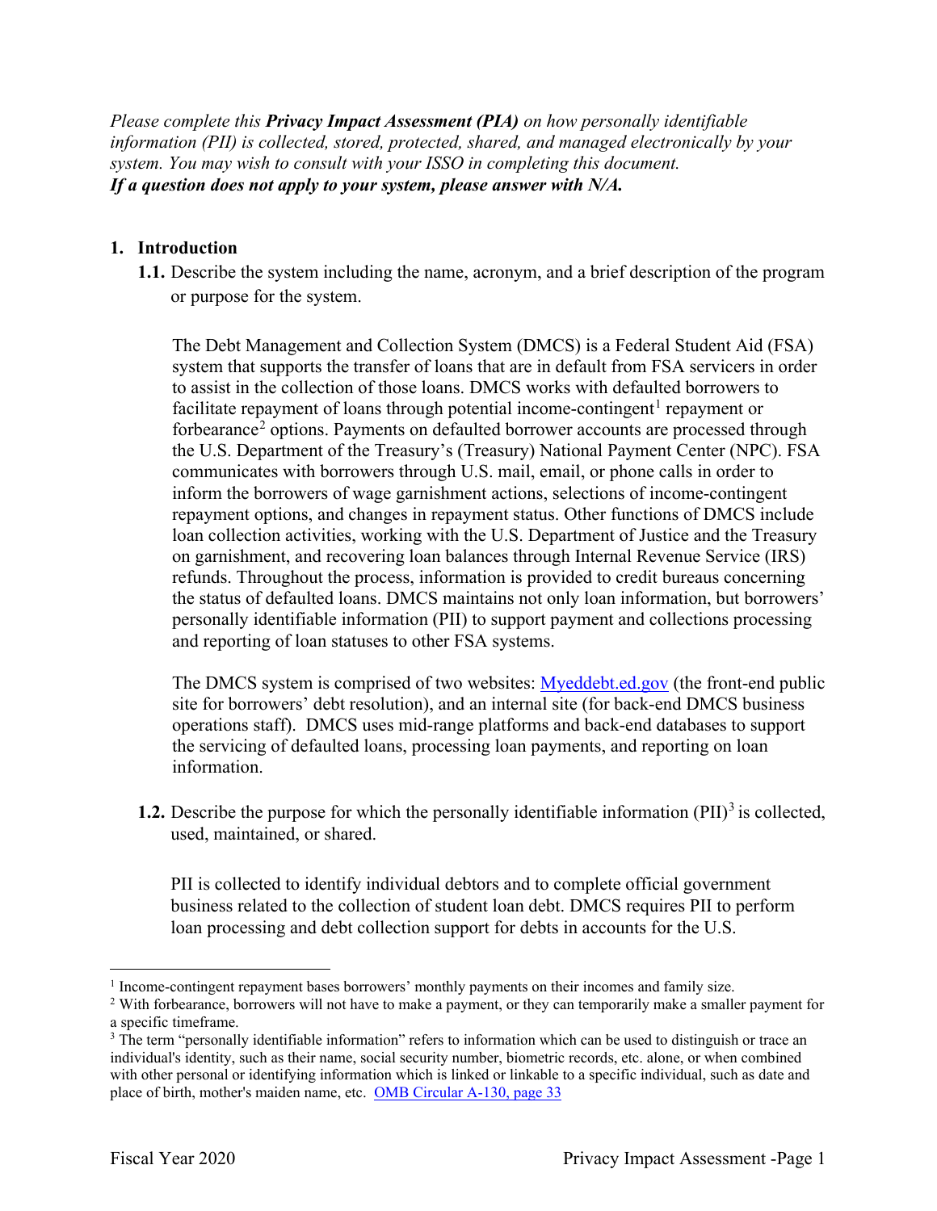*Please complete this* ***Privacy Impact Assessment (PIA)*** *on how personally identifiable information (PII) is collected, stored, protected, shared, and managed electronically by your system. You may wish to consult with your ISSO in completing this document.*
***If a question does not apply to your system, please answer with N/A.***

**1. Introduction**

**1.1.** Describe the system including the name, acronym, and a brief description of the program or purpose for the system.

The Debt Management and Collection System (DMCS) is a Federal Student Aid (FSA) system that supports the transfer of loans that are in default from FSA servicers in order to assist in the collection of those loans. DMCS works with defaulted borrowers to facilitate repayment of loans through potential income-contingent[1] repayment or forbearance[2] options. Payments on defaulted borrower accounts are processed through the U.S. Department of the Treasury's (Treasury) National Payment Center (NPC). FSA communicates with borrowers through U.S. mail, email, or phone calls in order to inform the borrowers of wage garnishment actions, selections of income-contingent repayment options, and changes in repayment status. Other functions of DMCS include loan collection activities, working with the U.S. Department of Justice and the Treasury on garnishment, and recovering loan balances through Internal Revenue Service (IRS) refunds. Throughout the process, information is provided to credit bureaus concerning the status of defaulted loans. DMCS maintains not only loan information, but borrowers' personally identifiable information (PII) to support payment and collections processing and reporting of loan statuses to other FSA systems.

The DMCS system is comprised of two websites: [Myeddebt.ed.gov](Myeddebt.ed.gov) (the front-end public site for borrowers' debt resolution), and an internal site (for back-end DMCS business operations staff). DMCS uses mid-range platforms and back-end databases to support the servicing of defaulted loans, processing loan payments, and reporting on loan information.

**1.2.** Describe the purpose for which the personally identifiable information (PII)[3] is collected, used, maintained, or shared.

PII is collected to identify individual debtors and to complete official government business related to the collection of student loan debt. DMCS requires PII to perform loan processing and debt collection support for debts in accounts for the U.S.

---

[1] Income-contingent repayment bases borrowers' monthly payments on their incomes and family size.
[2] With forbearance, borrowers will not have to make a payment, or they can temporarily make a smaller payment for a specific timeframe.
[3] The term "personally identifiable information" refers to information which can be used to distinguish or trace an individual's identity, such as their name, social security number, biometric records, etc. alone, or when combined with other personal or identifying information which is linked or linkable to a specific individual, such as date and place of birth, mother's maiden name, etc. OMB Circular A-130, page 33

Fiscal Year 2020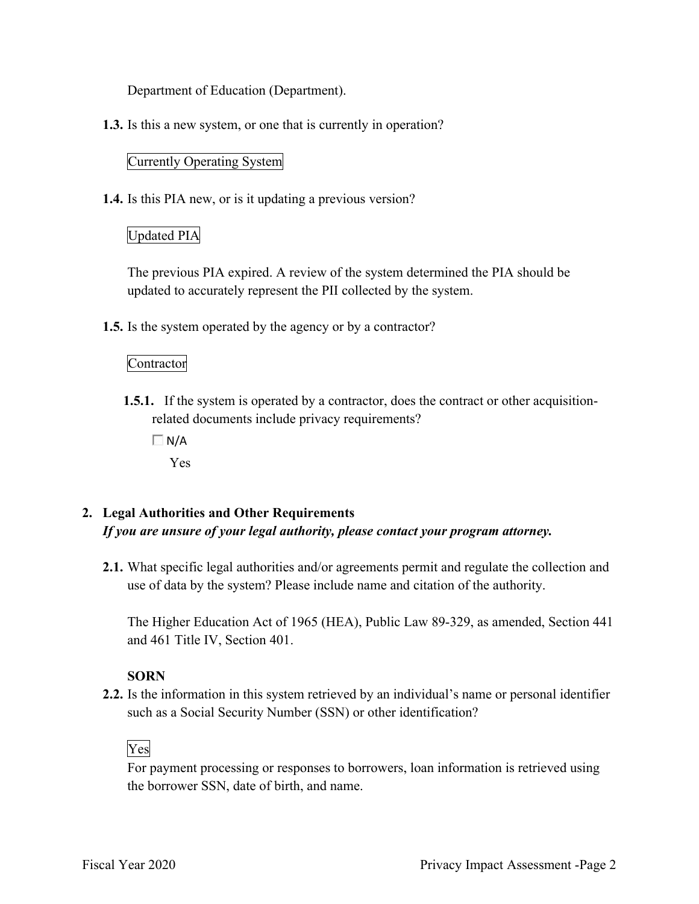Department of Education (Department).

**1.3.** Is this a new system, or one that is currently in operation?

Currently Operating System

**1.4.** Is this PIA new, or is it updating a previous version?

Updated PIA

The previous PIA expired. A review of the system determined the PIA should be updated to accurately represent the PII collected by the system.

**1.5.** Is the system operated by the agency or by a contractor?

Contractor

**1.5.1.** If the system is operated by a contractor, does the contract or other acquisition-related documents include privacy requirements?

☐ N/A

Yes

## 2. Legal Authorities and Other Requirements

***If you are unsure of your legal authority, please contact your program attorney.***

**2.1.** What specific legal authorities and/or agreements permit and regulate the collection and use of data by the system? Please include name and citation of the authority.

The Higher Education Act of 1965 (HEA), Public Law 89-329, as amended, Section 441 and 461 Title IV, Section 401.

**SORN**

**2.2.** Is the information in this system retrieved by an individual's name or personal identifier such as a Social Security Number (SSN) or other identification?

Yes

For payment processing or responses to borrowers, loan information is retrieved using the borrower SSN, date of birth, and name.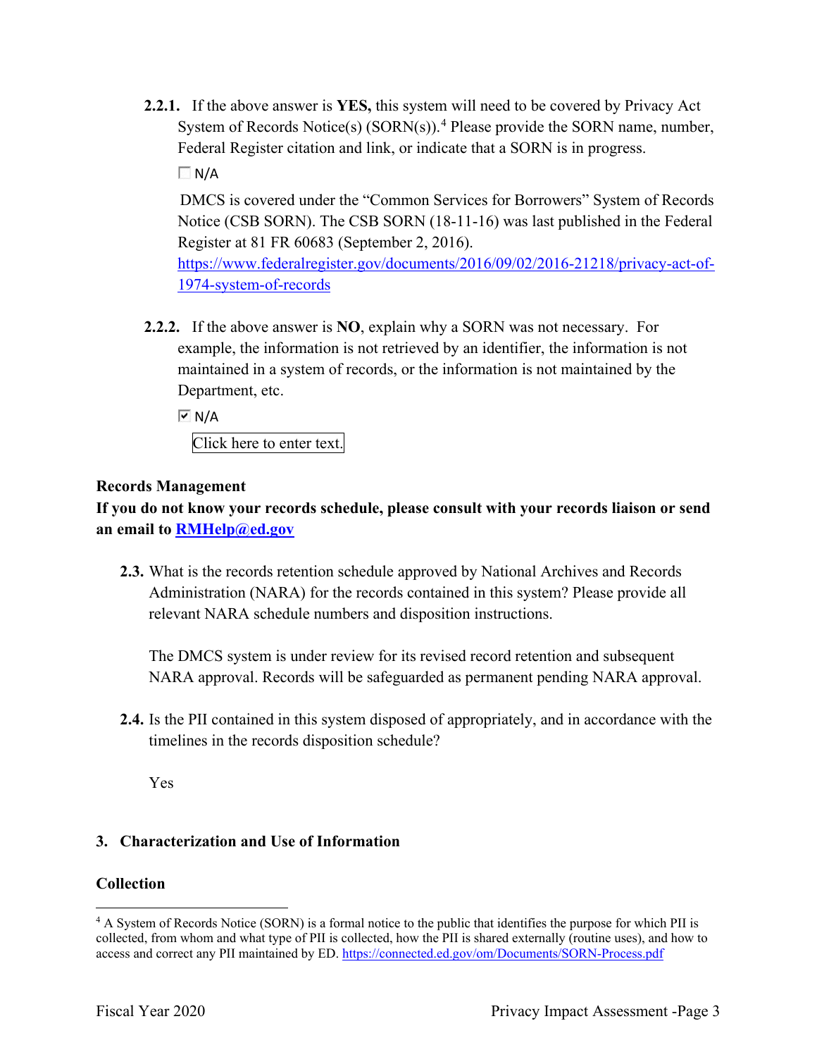**2.2.1.** If the above answer is **YES,** this system will need to be covered by Privacy Act System of Records Notice(s) (SORN(s)).[4] Please provide the SORN name, number, Federal Register citation and link, or indicate that a SORN is in progress.

☐ N/A

DMCS is covered under the "Common Services for Borrowers" System of Records Notice (CSB SORN). The CSB SORN (18-11-16) was last published in the Federal Register at 81 FR 60683 (September 2, 2016). https://www.federalregister.gov/documents/2016/09/02/2016-21218/privacy-act-of-1974-system-of-records

**2.2.2.** If the above answer is **NO**, explain why a SORN was not necessary. For example, the information is not retrieved by an identifier, the information is not maintained in a system of records, or the information is not maintained by the Department, etc.

☑ N/A

Click here to enter text.

**Records Management**

**If you do not know your records schedule, please consult with your records liaison or send an email to RMHelp@ed.gov**

**2.3.** What is the records retention schedule approved by National Archives and Records Administration (NARA) for the records contained in this system? Please provide all relevant NARA schedule numbers and disposition instructions.

The DMCS system is under review for its revised record retention and subsequent NARA approval. Records will be safeguarded as permanent pending NARA approval.

**2.4.** Is the PII contained in this system disposed of appropriately, and in accordance with the timelines in the records disposition schedule?

Yes

## 3. Characterization and Use of Information

**Collection**

[4] A System of Records Notice (SORN) is a formal notice to the public that identifies the purpose for which PII is collected, from whom and what type of PII is collected, how the PII is shared externally (routine uses), and how to access and correct any PII maintained by ED. https://connected.ed.gov/om/Documents/SORN-Process.pdf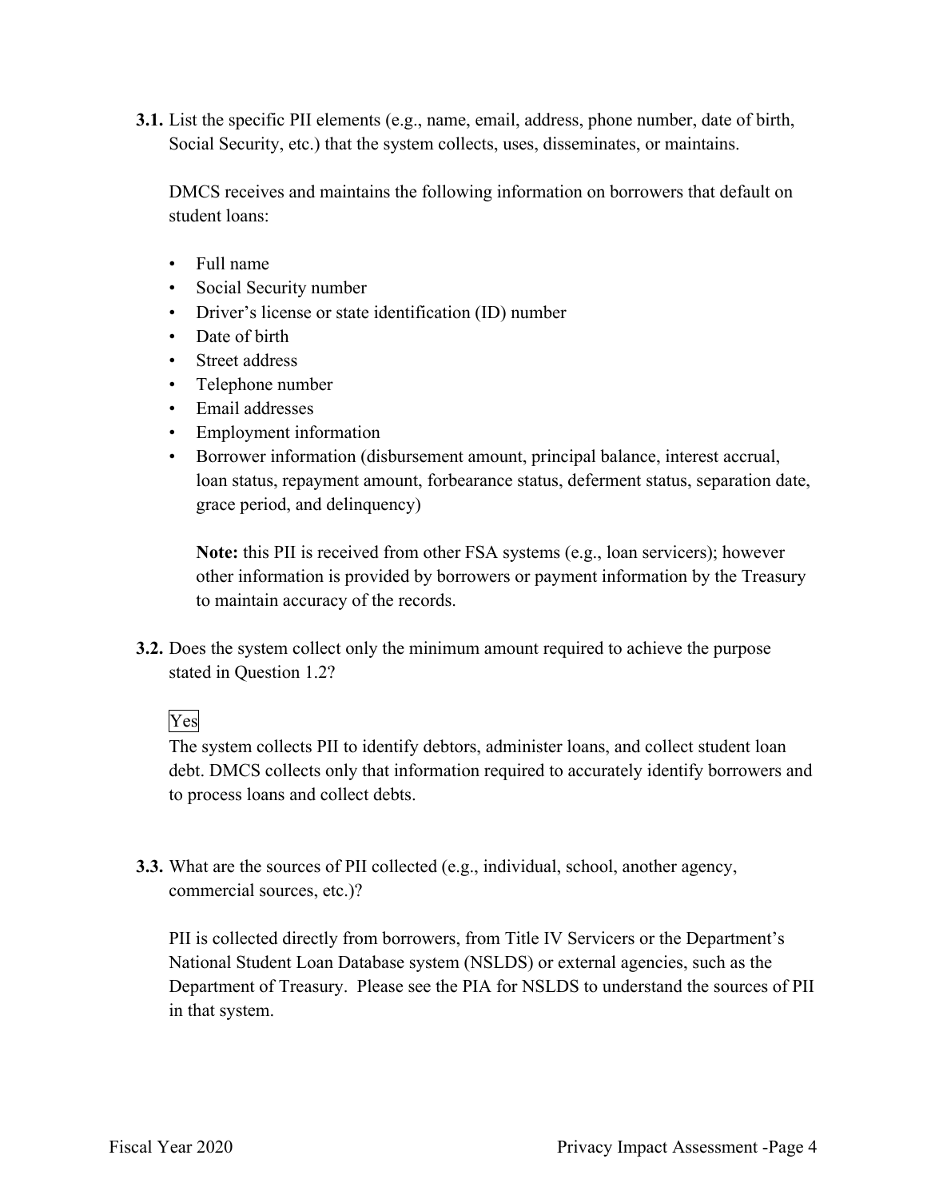**3.1.** List the specific PII elements (e.g., name, email, address, phone number, date of birth, Social Security, etc.) that the system collects, uses, disseminates, or maintains.

DMCS receives and maintains the following information on borrowers that default on student loans:

- Full name
- Social Security number
- Driver's license or state identification (ID) number
- Date of birth
- Street address
- Telephone number
- Email addresses
- Employment information
- Borrower information (disbursement amount, principal balance, interest accrual, loan status, repayment amount, forbearance status, deferment status, separation date, grace period, and delinquency)

  **Note:** this PII is received from other FSA systems (e.g., loan servicers); however other information is provided by borrowers or payment information by the Treasury to maintain accuracy of the records.

**3.2.** Does the system collect only the minimum amount required to achieve the purpose stated in Question 1.2?

Yes

The system collects PII to identify debtors, administer loans, and collect student loan debt. DMCS collects only that information required to accurately identify borrowers and to process loans and collect debts.

**3.3.** What are the sources of PII collected (e.g., individual, school, another agency, commercial sources, etc.)?

PII is collected directly from borrowers, from Title IV Servicers or the Department's National Student Loan Database system (NSLDS) or external agencies, such as the Department of Treasury. Please see the PIA for NSLDS to understand the sources of PII in that system.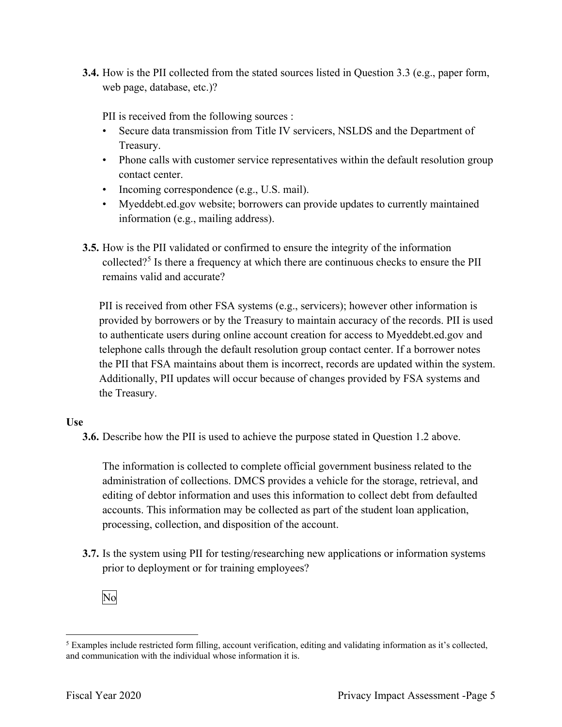**3.4.** How is the PII collected from the stated sources listed in Question 3.3 (e.g., paper form, web page, database, etc.)?

PII is received from the following sources :

- Secure data transmission from Title IV servicers, NSLDS and the Department of Treasury.
- Phone calls with customer service representatives within the default resolution group contact center.
- Incoming correspondence (e.g., U.S. mail).
- Myeddebt.ed.gov website; borrowers can provide updates to currently maintained information (e.g., mailing address).

**3.5.** How is the PII validated or confirmed to ensure the integrity of the information collected?[5] Is there a frequency at which there are continuous checks to ensure the PII remains valid and accurate?

PII is received from other FSA systems (e.g., servicers); however other information is provided by borrowers or by the Treasury to maintain accuracy of the records. PII is used to authenticate users during online account creation for access to Myeddebt.ed.gov and telephone calls through the default resolution group contact center. If a borrower notes the PII that FSA maintains about them is incorrect, records are updated within the system. Additionally, PII updates will occur because of changes provided by FSA systems and the Treasury.

**Use**

**3.6.** Describe how the PII is used to achieve the purpose stated in Question 1.2 above.

The information is collected to complete official government business related to the administration of collections. DMCS provides a vehicle for the storage, retrieval, and editing of debtor information and uses this information to collect debt from defaulted accounts. This information may be collected as part of the student loan application, processing, collection, and disposition of the account.

**3.7.** Is the system using PII for testing/researching new applications or information systems prior to deployment or for training employees?

No

---

[5] Examples include restricted form filling, account verification, editing and validating information as it's collected, and communication with the individual whose information it is.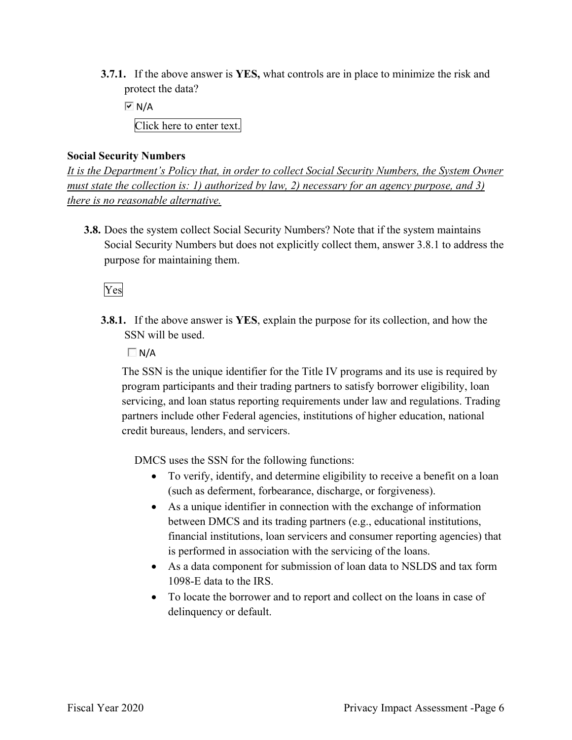**3.7.1.** If the above answer is **YES,** what controls are in place to minimize the risk and protect the data?

☑ N/A

Click here to enter text.

**Social Security Numbers**

*It is the Department's Policy that, in order to collect Social Security Numbers, the System Owner must state the collection is: 1) authorized by law, 2) necessary for an agency purpose, and 3) there is no reasonable alternative.*

**3.8.** Does the system collect Social Security Numbers? Note that if the system maintains Social Security Numbers but does not explicitly collect them, answer 3.8.1 to address the purpose for maintaining them.

Yes

**3.8.1.** If the above answer is **YES**, explain the purpose for its collection, and how the SSN will be used.

☐ N/A

The SSN is the unique identifier for the Title IV programs and its use is required by program participants and their trading partners to satisfy borrower eligibility, loan servicing, and loan status reporting requirements under law and regulations. Trading partners include other Federal agencies, institutions of higher education, national credit bureaus, lenders, and servicers.

DMCS uses the SSN for the following functions:

- To verify, identify, and determine eligibility to receive a benefit on a loan (such as deferment, forbearance, discharge, or forgiveness).
- As a unique identifier in connection with the exchange of information between DMCS and its trading partners (e.g., educational institutions, financial institutions, loan servicers and consumer reporting agencies) that is performed in association with the servicing of the loans.
- As a data component for submission of loan data to NSLDS and tax form 1098-E data to the IRS.
- To locate the borrower and to report and collect on the loans in case of delinquency or default.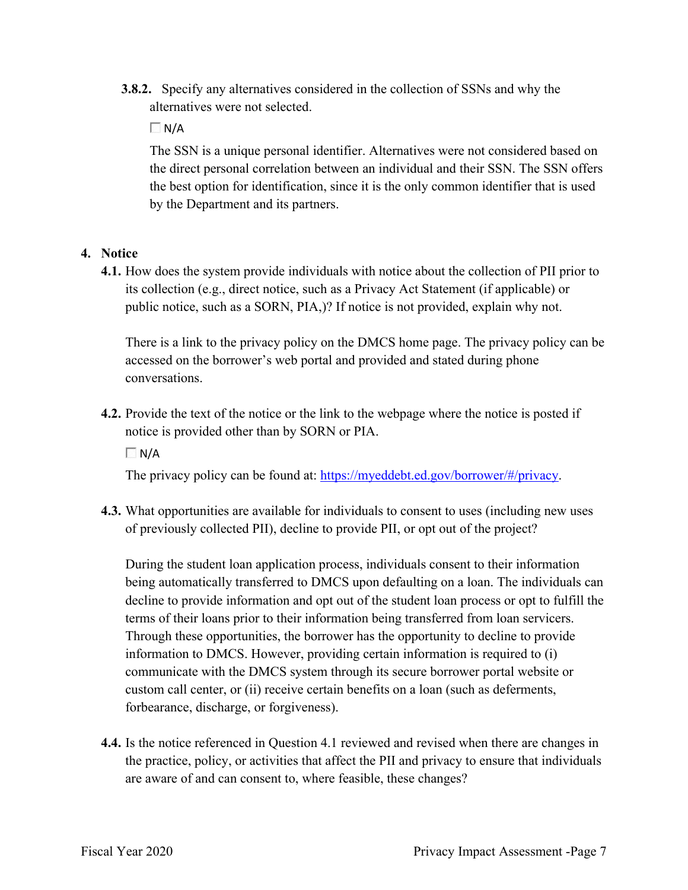**3.8.2.** Specify any alternatives considered in the collection of SSNs and why the alternatives were not selected.

☐ N/A

The SSN is a unique personal identifier. Alternatives were not considered based on the direct personal correlation between an individual and their SSN. The SSN offers the best option for identification, since it is the only common identifier that is used by the Department and its partners.

## 4. Notice

**4.1.** How does the system provide individuals with notice about the collection of PII prior to its collection (e.g., direct notice, such as a Privacy Act Statement (if applicable) or public notice, such as a SORN, PIA,)? If notice is not provided, explain why not.

There is a link to the privacy policy on the DMCS home page. The privacy policy can be accessed on the borrower's web portal and provided and stated during phone conversations.

**4.2.** Provide the text of the notice or the link to the webpage where the notice is posted if notice is provided other than by SORN or PIA.

☐ N/A

The privacy policy can be found at: [https://myeddebt.ed.gov/borrower/#/privacy](https://myeddebt.ed.gov/borrower/#/privacy).

**4.3.** What opportunities are available for individuals to consent to uses (including new uses of previously collected PII), decline to provide PII, or opt out of the project?

During the student loan application process, individuals consent to their information being automatically transferred to DMCS upon defaulting on a loan. The individuals can decline to provide information and opt out of the student loan process or opt to fulfill the terms of their loans prior to their information being transferred from loan servicers. Through these opportunities, the borrower has the opportunity to decline to provide information to DMCS. However, providing certain information is required to (i) communicate with the DMCS system through its secure borrower portal website or custom call center, or (ii) receive certain benefits on a loan (such as deferments, forbearance, discharge, or forgiveness).

**4.4.** Is the notice referenced in Question 4.1 reviewed and revised when there are changes in the practice, policy, or activities that affect the PII and privacy to ensure that individuals are aware of and can consent to, where feasible, these changes?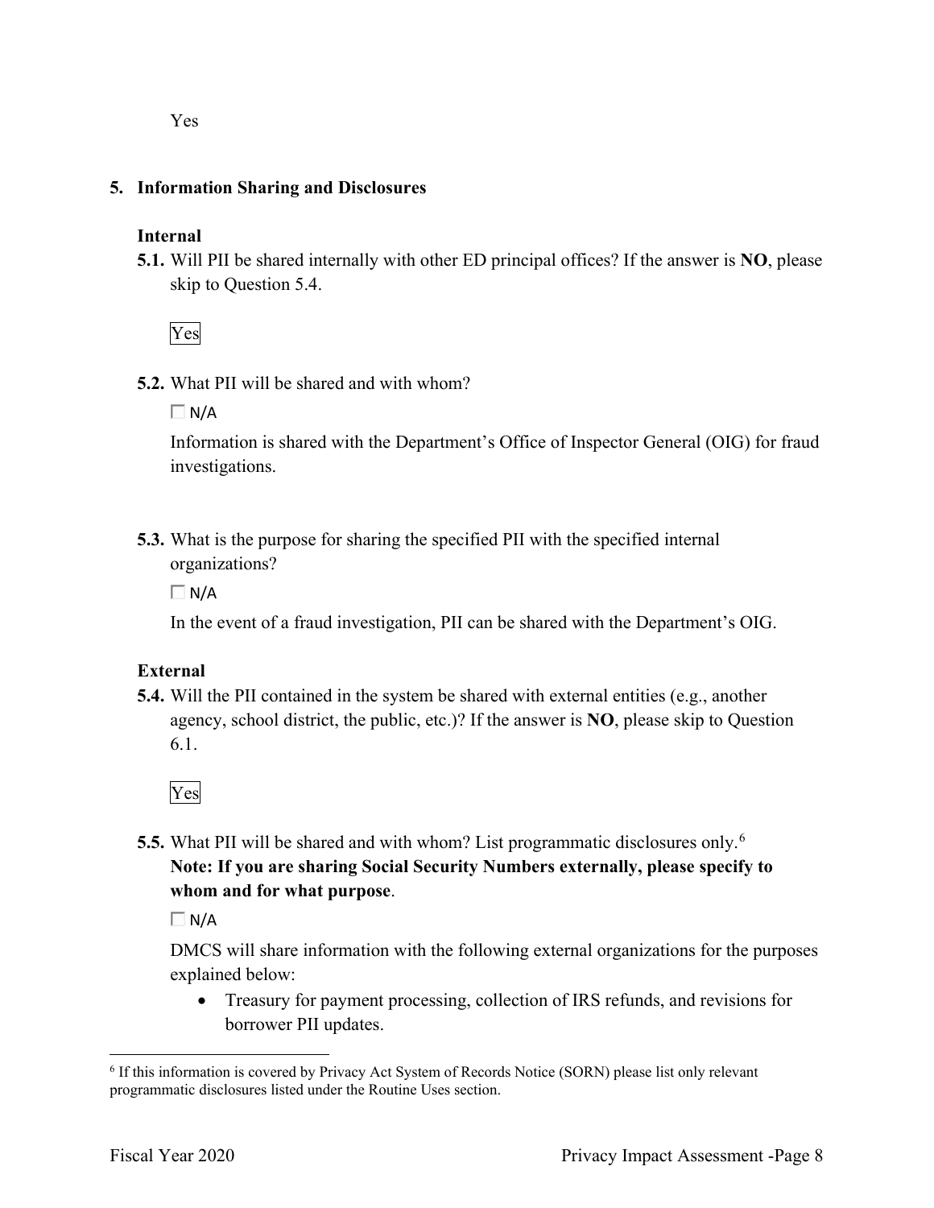Yes

## 5. Information Sharing and Disclosures

### Internal

**5.1.** Will PII be shared internally with other ED principal offices? If the answer is **NO**, please skip to Question 5.4.

Yes

**5.2.** What PII will be shared and with whom?

☐ N/A

Information is shared with the Department's Office of Inspector General (OIG) for fraud investigations.

**5.3.** What is the purpose for sharing the specified PII with the specified internal organizations?

☐ N/A

In the event of a fraud investigation, PII can be shared with the Department's OIG.

### External

**5.4.** Will the PII contained in the system be shared with external entities (e.g., another agency, school district, the public, etc.)? If the answer is **NO**, please skip to Question 6.1.

Yes

**5.5.** What PII will be shared and with whom? List programmatic disclosures only.[6]
**Note: If you are sharing Social Security Numbers externally, please specify to whom and for what purpose**.

☐ N/A

DMCS will share information with the following external organizations for the purposes explained below:

- Treasury for payment processing, collection of IRS refunds, and revisions for borrower PII updates.

[6] If this information is covered by Privacy Act System of Records Notice (SORN) please list only relevant programmatic disclosures listed under the Routine Uses section.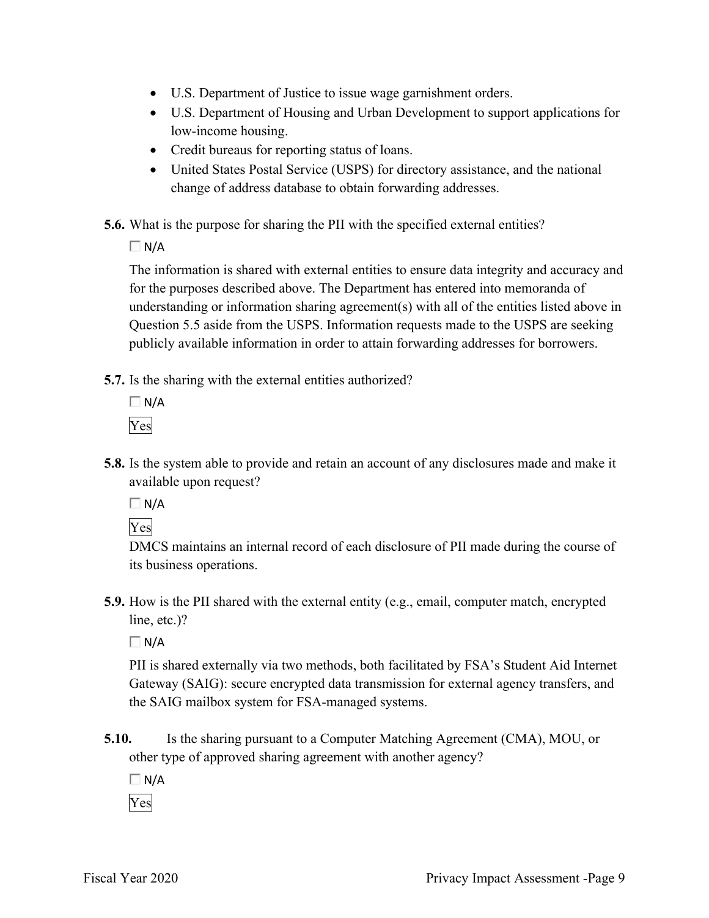- U.S. Department of Justice to issue wage garnishment orders.
- U.S. Department of Housing and Urban Development to support applications for low-income housing.
- Credit bureaus for reporting status of loans.
- United States Postal Service (USPS) for directory assistance, and the national change of address database to obtain forwarding addresses.

**5.6.** What is the purpose for sharing the PII with the specified external entities?

☐ N/A

The information is shared with external entities to ensure data integrity and accuracy and for the purposes described above. The Department has entered into memoranda of understanding or information sharing agreement(s) with all of the entities listed above in Question 5.5 aside from the USPS. Information requests made to the USPS are seeking publicly available information in order to attain forwarding addresses for borrowers.

**5.7.** Is the sharing with the external entities authorized?

☐ N/A

Yes

**5.8.** Is the system able to provide and retain an account of any disclosures made and make it available upon request?

☐ N/A

Yes

DMCS maintains an internal record of each disclosure of PII made during the course of its business operations.

**5.9.** How is the PII shared with the external entity (e.g., email, computer match, encrypted line, etc.)?

☐ N/A

PII is shared externally via two methods, both facilitated by FSA's Student Aid Internet Gateway (SAIG): secure encrypted data transmission for external agency transfers, and the SAIG mailbox system for FSA-managed systems.

**5.10.** Is the sharing pursuant to a Computer Matching Agreement (CMA), MOU, or other type of approved sharing agreement with another agency?

☐ N/A

Yes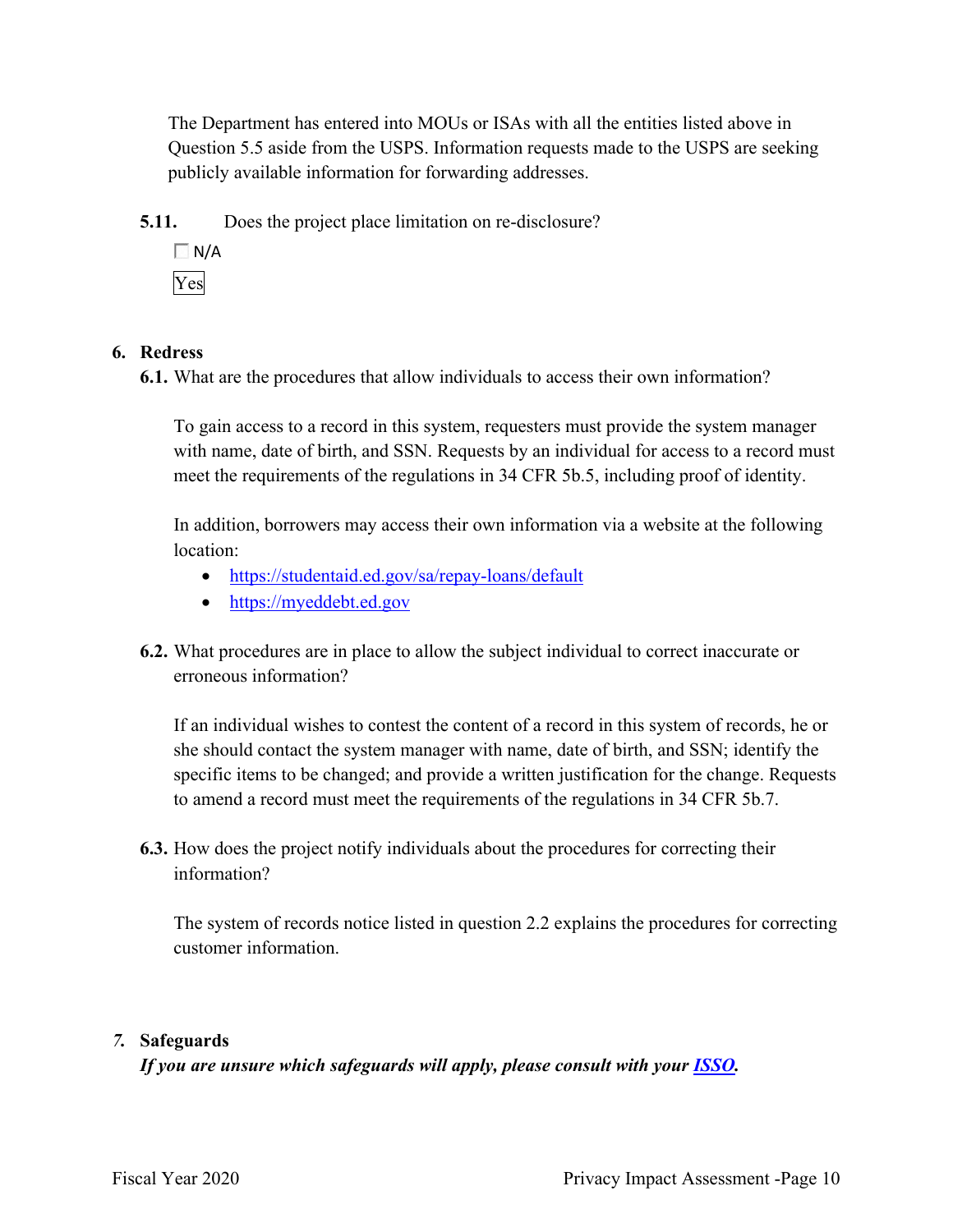The Department has entered into MOUs or ISAs with all the entities listed above in Question 5.5 aside from the USPS. Information requests made to the USPS are seeking publicly available information for forwarding addresses.

**5.11.** Does the project place limitation on re-disclosure?

☐ N/A

Yes

## 6. Redress

**6.1.** What are the procedures that allow individuals to access their own information?

To gain access to a record in this system, requesters must provide the system manager with name, date of birth, and SSN. Requests by an individual for access to a record must meet the requirements of the regulations in 34 CFR 5b.5, including proof of identity.

In addition, borrowers may access their own information via a website at the following location:

- https://studentaid.ed.gov/sa/repay-loans/default
- https://myeddebt.ed.gov

**6.2.** What procedures are in place to allow the subject individual to correct inaccurate or erroneous information?

If an individual wishes to contest the content of a record in this system of records, he or she should contact the system manager with name, date of birth, and SSN; identify the specific items to be changed; and provide a written justification for the change. Requests to amend a record must meet the requirements of the regulations in 34 CFR 5b.7.

**6.3.** How does the project notify individuals about the procedures for correcting their information?

The system of records notice listed in question 2.2 explains the procedures for correcting customer information.

## *7.* Safeguards

***If you are unsure which safeguards will apply, please consult with your ISSO.***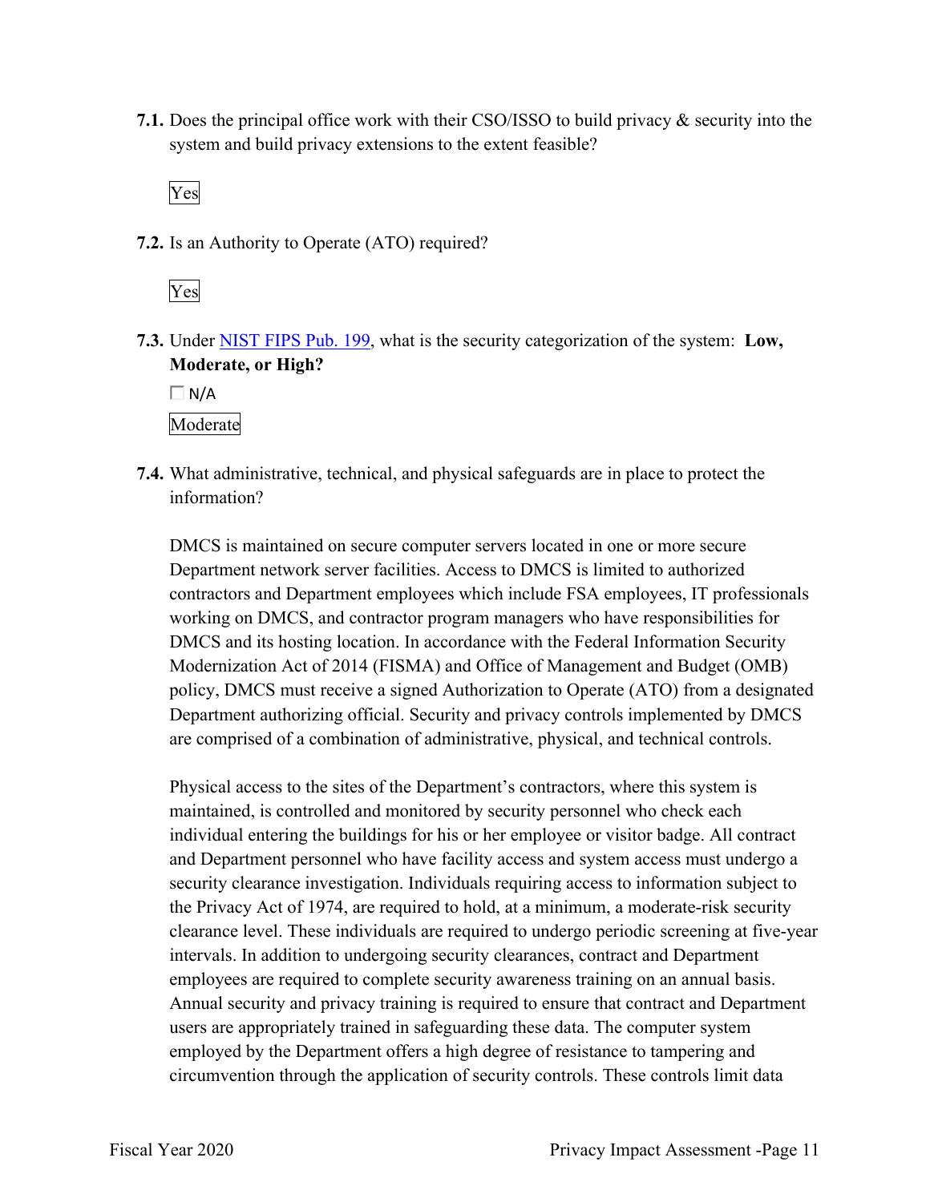**7.1.** Does the principal office work with their CSO/ISSO to build privacy & security into the system and build privacy extensions to the extent feasible?

Yes

**7.2.** Is an Authority to Operate (ATO) required?

Yes

**7.3.** Under [NIST FIPS Pub. 199](), what is the security categorization of the system: **Low, Moderate, or High?**

☐ N/A

Moderate

**7.4.** What administrative, technical, and physical safeguards are in place to protect the information?

DMCS is maintained on secure computer servers located in one or more secure Department network server facilities. Access to DMCS is limited to authorized contractors and Department employees which include FSA employees, IT professionals working on DMCS, and contractor program managers who have responsibilities for DMCS and its hosting location. In accordance with the Federal Information Security Modernization Act of 2014 (FISMA) and Office of Management and Budget (OMB) policy, DMCS must receive a signed Authorization to Operate (ATO) from a designated Department authorizing official. Security and privacy controls implemented by DMCS are comprised of a combination of administrative, physical, and technical controls.

Physical access to the sites of the Department's contractors, where this system is maintained, is controlled and monitored by security personnel who check each individual entering the buildings for his or her employee or visitor badge. All contract and Department personnel who have facility access and system access must undergo a security clearance investigation. Individuals requiring access to information subject to the Privacy Act of 1974, are required to hold, at a minimum, a moderate-risk security clearance level. These individuals are required to undergo periodic screening at five-year intervals. In addition to undergoing security clearances, contract and Department employees are required to complete security awareness training on an annual basis. Annual security and privacy training is required to ensure that contract and Department users are appropriately trained in safeguarding these data. The computer system employed by the Department offers a high degree of resistance to tampering and circumvention through the application of security controls. These controls limit data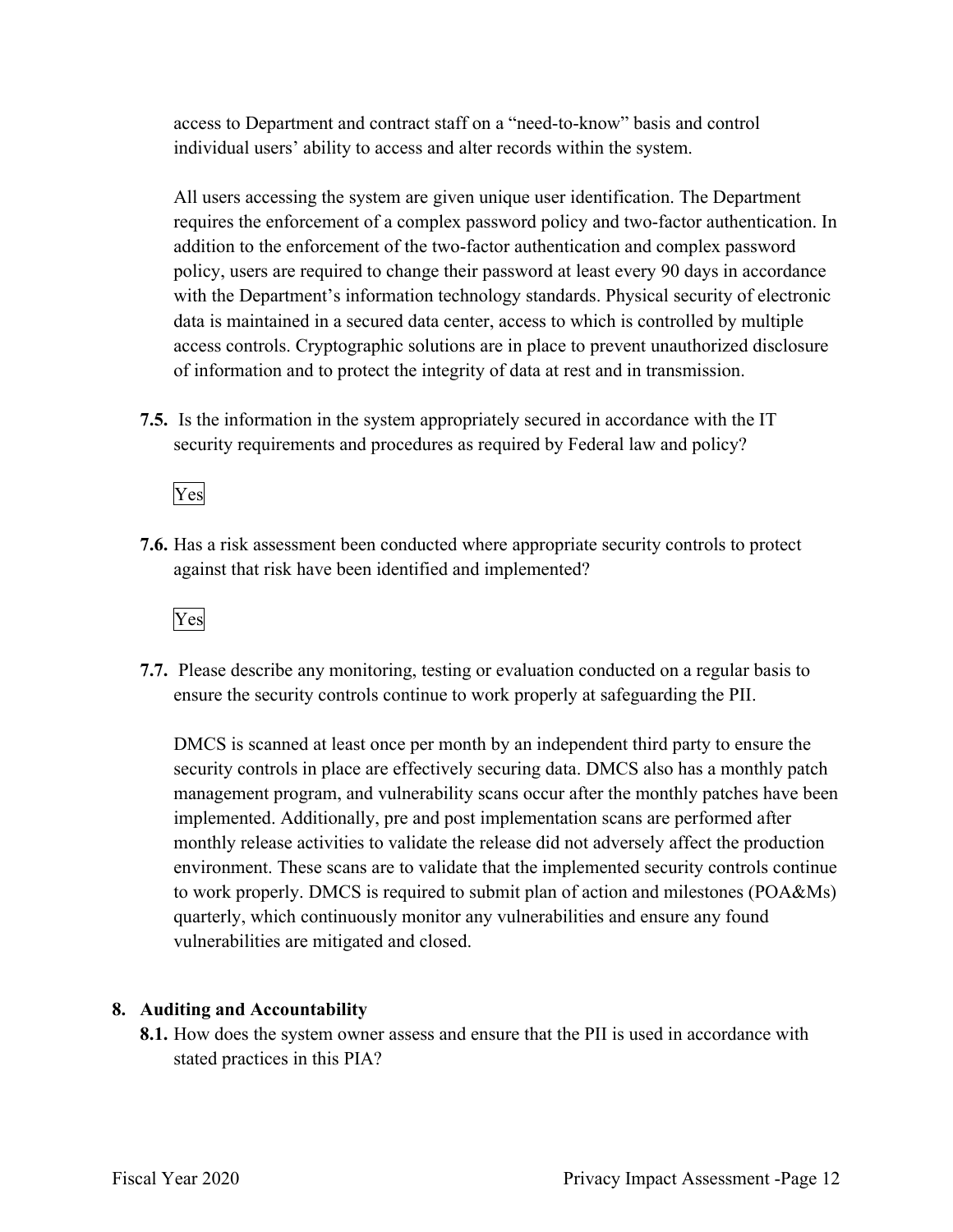access to Department and contract staff on a "need-to-know" basis and control individual users' ability to access and alter records within the system.

All users accessing the system are given unique user identification. The Department requires the enforcement of a complex password policy and two-factor authentication. In addition to the enforcement of the two-factor authentication and complex password policy, users are required to change their password at least every 90 days in accordance with the Department's information technology standards. Physical security of electronic data is maintained in a secured data center, access to which is controlled by multiple access controls. Cryptographic solutions are in place to prevent unauthorized disclosure of information and to protect the integrity of data at rest and in transmission.

**7.5.** Is the information in the system appropriately secured in accordance with the IT security requirements and procedures as required by Federal law and policy?

Yes

**7.6.** Has a risk assessment been conducted where appropriate security controls to protect against that risk have been identified and implemented?

Yes

**7.7.** Please describe any monitoring, testing or evaluation conducted on a regular basis to ensure the security controls continue to work properly at safeguarding the PII.

DMCS is scanned at least once per month by an independent third party to ensure the security controls in place are effectively securing data. DMCS also has a monthly patch management program, and vulnerability scans occur after the monthly patches have been implemented. Additionally, pre and post implementation scans are performed after monthly release activities to validate the release did not adversely affect the production environment. These scans are to validate that the implemented security controls continue to work properly. DMCS is required to submit plan of action and milestones (POA&Ms) quarterly, which continuously monitor any vulnerabilities and ensure any found vulnerabilities are mitigated and closed.

## 8. Auditing and Accountability

**8.1.** How does the system owner assess and ensure that the PII is used in accordance with stated practices in this PIA?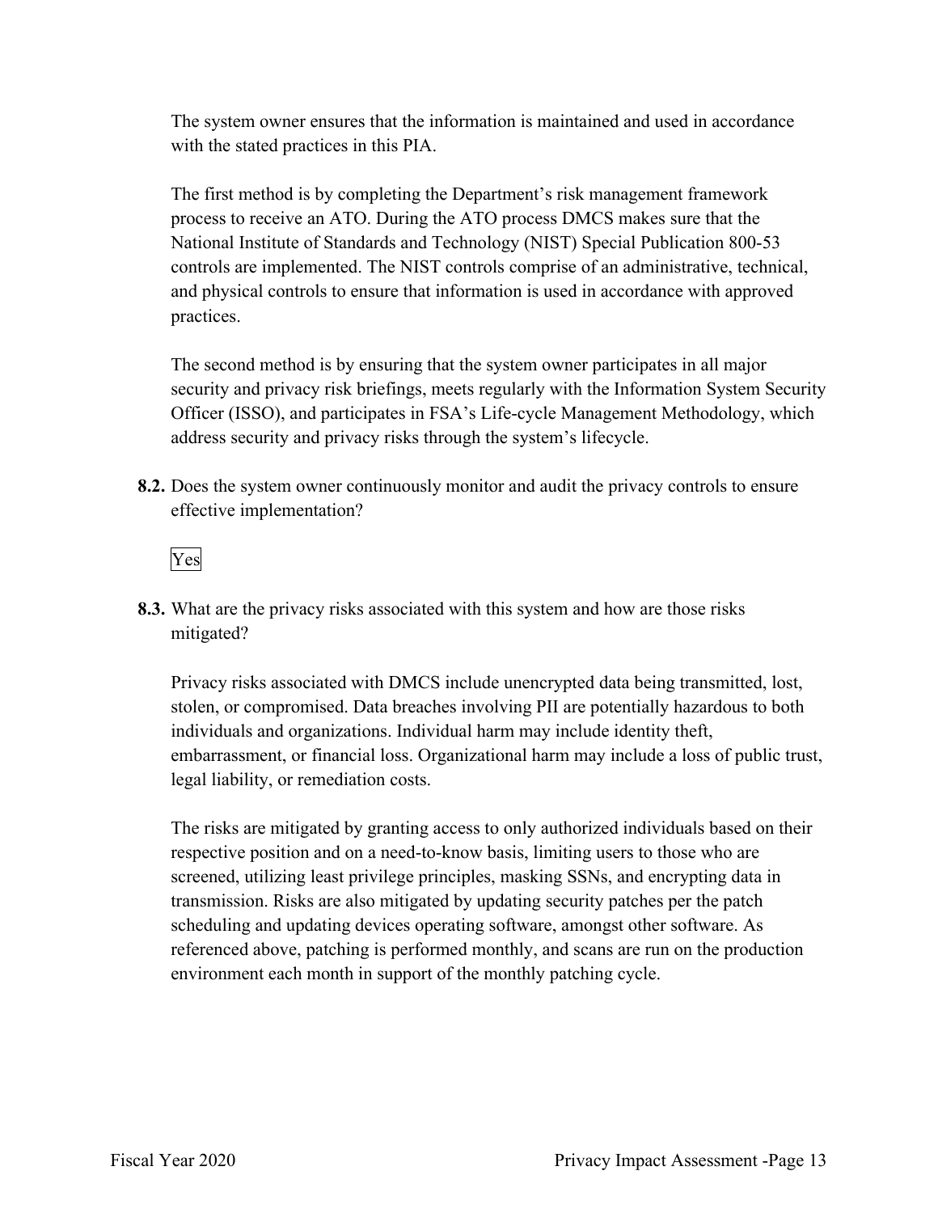The system owner ensures that the information is maintained and used in accordance with the stated practices in this PIA.

The first method is by completing the Department's risk management framework process to receive an ATO. During the ATO process DMCS makes sure that the National Institute of Standards and Technology (NIST) Special Publication 800-53 controls are implemented. The NIST controls comprise of an administrative, technical, and physical controls to ensure that information is used in accordance with approved practices.

The second method is by ensuring that the system owner participates in all major security and privacy risk briefings, meets regularly with the Information System Security Officer (ISSO), and participates in FSA's Life-cycle Management Methodology, which address security and privacy risks through the system's lifecycle.

**8.2.** Does the system owner continuously monitor and audit the privacy controls to ensure effective implementation?

Yes

**8.3.** What are the privacy risks associated with this system and how are those risks mitigated?

Privacy risks associated with DMCS include unencrypted data being transmitted, lost, stolen, or compromised. Data breaches involving PII are potentially hazardous to both individuals and organizations. Individual harm may include identity theft, embarrassment, or financial loss. Organizational harm may include a loss of public trust, legal liability, or remediation costs.

The risks are mitigated by granting access to only authorized individuals based on their respective position and on a need-to-know basis, limiting users to those who are screened, utilizing least privilege principles, masking SSNs, and encrypting data in transmission. Risks are also mitigated by updating security patches per the patch scheduling and updating devices operating software, amongst other software. As referenced above, patching is performed monthly, and scans are run on the production environment each month in support of the monthly patching cycle.